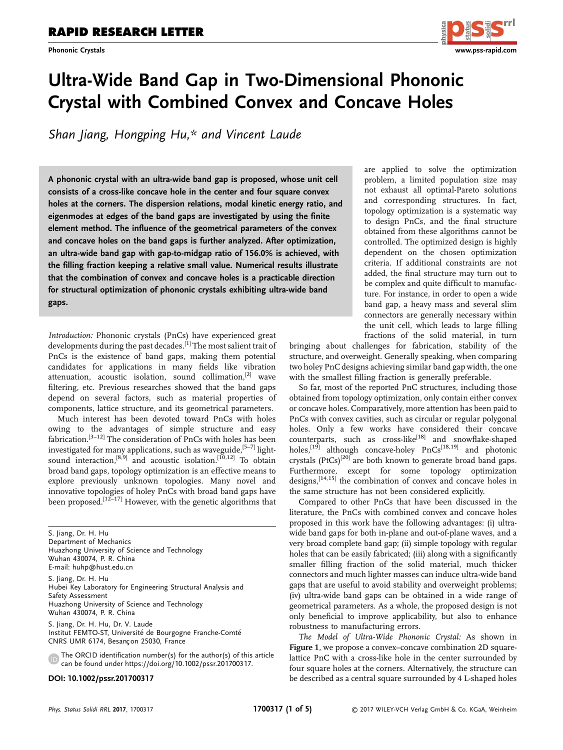# Ultra-Wide Band Gap in Two-Dimensional Phononic Crystal with Combined Convex and Concave Holes

*Shan Jiang, Hongping Hu,\* and Vincent Laude*

**A phononic crystal with an ultra-wide band gap is proposed, whose unit cell consists of a cross-like concave hole in the center and four square convex holes at the corners. The dispersion relations, modal kinetic energy ratio, and eigenmodes at edges of the band gaps are investigated by using the finite element method. The influence of the geometrical parameters of the convex and concave holes on the band gaps is further analyzed. After optimization, an ultra-wide band gap with gap-to-midgap ratio of 156.0% is achieved, with the filling fraction keeping a relative small value. Numerical results illustrate that the combination of convex and concave holes is a practicable direction for structural optimization of phononic crystals exhibiting ultra-wide band gaps.**

*Introduction:* Phononic crystals (PnCs) have experienced great developments during the past decades.[1] The most salient trait of PnCs is the existence of band gaps, making them potential candidates for applications in many fields like vibration attenuation, acoustic isolation, sound collimation,[2] wave filtering, etc. Previous researches showed that the band gaps depend on several factors, such as material properties of components, lattice structure, and its geometrical parameters.

Much interest has been devoted toward PnCs with holes owing to the advantages of simple structure and easy fabrication.[3–12] The consideration of PnCs with holes has been investigated for many applications, such as waveguide,[5–7] light-sound interaction,[8,9] and acoustic isolation.[10,12] To obtain broad band gaps, topology optimization is an effective means to explore previously unknown topologies. Many novel and innovative topologies of holey PnCs with broad band gaps have been proposed.[12–17] However, with the genetic algorithms that are applied to solve the optimization problem, a limited population size may not exhaust all optimal-Pareto solutions and corresponding structures. In fact, topology optimization is a systematic way to design PnCs, and the final structure obtained from these algorithms cannot be controlled. The optimized design is highly dependent on the chosen optimization criteria. If additional constraints are not added, the final structure may turn out to be complex and quite difficult to manufacture. For instance, in order to open a wide band gap, a heavy mass and several slim connectors are generally necessary within the unit cell, which leads to large filling fractions of the solid material, in turn bringing about challenges for fabrication, stability of the structure, and overweight. Generally speaking, when comparing two holey PnC designs achieving similar band gap width, the one with the smallest filling fraction is generally preferable.

So far, most of the reported PnC structures, including those obtained from topology optimization, only contain either convex or concave holes. Comparatively, more attention has been paid to PnCs with convex cavities, such as circular or regular polygonal holes. Only a few works have considered their concave counterparts, such as cross-like[18] and snowflake-shaped holes,[19] although concave-holey PnCs[18,19] and photonic crystals (PtCs)[20] are both known to generate broad band gaps. Furthermore, except for some topology optimization designs,[14,15] the combination of convex and concave holes in the same structure has not been considered explicitly.

Compared to other PnCs that have been discussed in the literature, the PnCs with combined convex and concave holes proposed in this work have the following advantages: (i) ultra-wide band gaps for both in-plane and out-of-plane waves, and a very broad complete band gap; (ii) simple topology with regular holes that can be easily fabricated; (iii) along with a significantly smaller filling fraction of the solid material, much thicker connectors and much lighter masses can induce ultra-wide band gaps that are useful to avoid stability and overweight problems; (iv) ultra-wide band gaps can be obtained in a wide range of geometrical parameters. As a whole, the proposed design is not only beneficial to improve applicability, but also to enhance robustness to manufacturing errors.

*The Model of Ultra-Wide Phononic Crystal:* As shown in **Figure 1**, we propose a convex–concave combination 2D square-lattice PnC with a cross-like hole in the center surrounded by four square holes at the corners. Alternatively, the structure can be described as a central square surrounded by 4 L-shaped holes

---

S. Jiang, Dr. H. Hu
Department of Mechanics
Huazhong University of Science and Technology
Wuhan 430074, P. R. China
E-mail: huhp@hust.edu.cn

S. Jiang, Dr. H. Hu
Hubei Key Laboratory for Engineering Structural Analysis and Safety Assessment
Huazhong University of Science and Technology
Wuhan 430074, P. R. China

S. Jiang, Dr. H. Hu, Dr. V. Laude
Institut FEMTO-ST, Université de Bourgogne Franche-Comté
CNRS UMR 6174, Besançon 25030, France

The ORCID identification number(s) for the author(s) of this article can be found under https://doi.org/10.1002/pssr.201700317.

**DOI: 10.1002/pssr.201700317**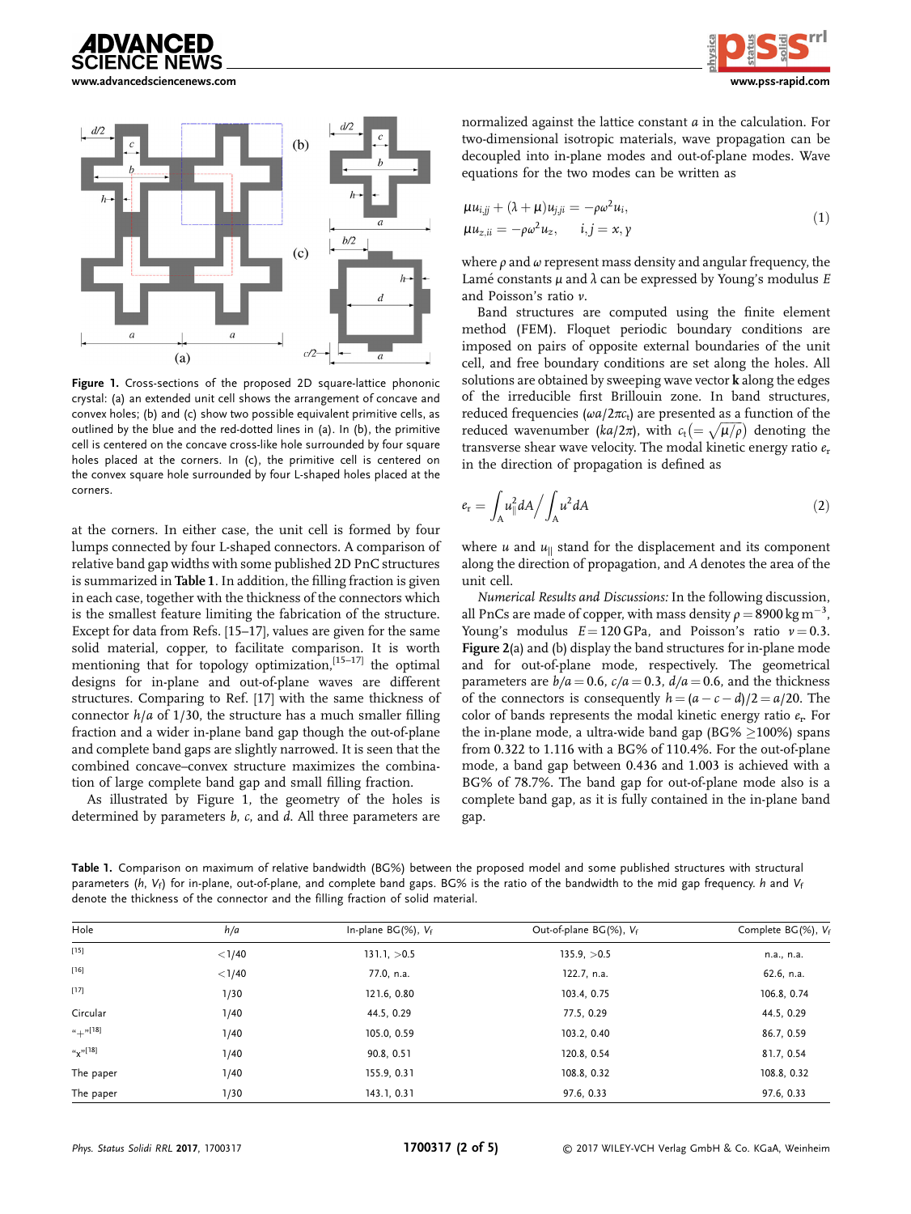Figure 1. Cross-sections of the proposed 2D square-lattice phononic crystal: (a) an extended unit cell shows the arrangement of concave and convex holes; (b) and (c) show two possible equivalent primitive cells, as outlined by the blue and the red-dotted lines in (a). In (b), the primitive cell is centered on the concave cross-like hole surrounded by four square holes placed at the corners. In (c), the primitive cell is centered on the convex square hole surrounded by four L-shaped holes placed at the corners.

at the corners. In either case, the unit cell is formed by four lumps connected by four L-shaped connectors. A comparison of relative band gap widths with some published 2D PnC structures is summarized in **Table 1**. In addition, the filling fraction is given in each case, together with the thickness of the connectors which is the smallest feature limiting the fabrication of the structure. Except for data from Refs. [15–17], values are given for the same solid material, copper, to facilitate comparison. It is worth mentioning that for topology optimization,[15–17] the optimal designs for in-plane and out-of-plane waves are different structures. Comparing to Ref. [17] with the same thickness of connector $h/a$ of 1/30, the structure has a much smaller filling fraction and a wider in-plane band gap though the out-of-plane and complete band gaps are slightly narrowed. It is seen that the combined concave–convex structure maximizes the combination of large complete band gap and small filling fraction.

As illustrated by Figure 1, the geometry of the holes is determined by parameters $b$, $c$, and $d$. All three parameters are normalized against the lattice constant $a$ in the calculation. For two-dimensional isotropic materials, wave propagation can be decoupled into in-plane modes and out-of-plane modes. Wave equations for the two modes can be written as

$$\mu u_{i,jj} + (\lambda + \mu) u_{j,ji} = -\rho \omega^2 u_i, \qquad \mu u_{z,ii} = -\rho \omega^2 u_z, \quad i, j = x, y \tag{1}$$

where $\rho$ and $\omega$ represent mass density and angular frequency, the Lamé constants $\mu$ and $\lambda$ can be expressed by Young's modulus $E$ and Poisson's ratio $\nu$.

Band structures are computed using the finite element method (FEM). Floquet periodic boundary conditions are imposed on pairs of opposite external boundaries of the unit cell, and free boundary conditions are set along the holes. All solutions are obtained by sweeping wave vector $\mathbf{k}$ along the edges of the irreducible first Brillouin zone. In band structures, reduced frequencies ($\omega a/2\pi c_t$) are presented as a function of the reduced wavenumber ($ka/2\pi$), with $c_t (= \sqrt{\mu/\rho})$ denoting the transverse shear wave velocity. The modal kinetic energy ratio $e_r$ in the direction of propagation is defined as

$$e_r = \int_A u_{\parallel}^2 dA \Big/ \int_A u^2 dA \tag{2}$$

where $u$ and $u_{\parallel}$ stand for the displacement and its component along the direction of propagation, and $A$ denotes the area of the unit cell.

*Numerical Results and Discussions:* In the following discussion, all PnCs are made of copper, with mass density $\rho = 8900\,\text{kg m}^{-3}$, Young's modulus $E = 120\,\text{GPa}$, and Poisson's ratio $\nu = 0.3$. **Figure 2**(a) and (b) display the band structures for in-plane mode and for out-of-plane mode, respectively. The geometrical parameters are $b/a = 0.6$, $c/a = 0.3$, $d/a = 0.6$, and the thickness of the connectors is consequently $h = (a - c - d)/2 = a/20$. The color of bands represents the modal kinetic energy ratio $e_r$. For the in-plane mode, a ultra-wide band gap (BG% $\geq$100%) spans from 0.322 to 1.116 with a BG% of 110.4%. For the out-of-plane mode, a band gap between 0.436 and 1.003 is achieved with a BG% of 78.7%. The band gap for out-of-plane mode also is a complete band gap, as it is fully contained in the in-plane band gap.

**Table 1.** Comparison on maximum of relative bandwidth (BG%) between the proposed model and some published structures with structural parameters ($h$, $V_f$) for in-plane, out-of-plane, and complete band gaps. BG% is the ratio of the bandwidth to the mid gap frequency. $h$ and $V_f$ denote the thickness of the connector and the filling fraction of solid material.

| Hole | $h/a$ | In-plane BG(%), $V_f$ | Out-of-plane BG(%), $V_f$ | Complete BG(%), $V_f$ |
|---|---|---|---|---|
| [15] | <1/40 | 131.1, >0.5 | 135.9, >0.5 | n.a., n.a. |
| [16] | <1/40 | 77.0, n.a. | 122.7, n.a. | 62.6, n.a. |
| [17] | 1/30 | 121.6, 0.80 | 103.4, 0.75 | 106.8, 0.74 |
| Circular | 1/40 | 44.5, 0.29 | 77.5, 0.29 | 44.5, 0.29 |
| "+"[18] | 1/40 | 105.0, 0.59 | 103.2, 0.40 | 86.7, 0.59 |
| "x"[18] | 1/40 | 90.8, 0.51 | 120.8, 0.54 | 81.7, 0.54 |
| The paper | 1/40 | 155.9, 0.31 | 108.8, 0.32 | 108.8, 0.32 |
| The paper | 1/30 | 143.1, 0.31 | 97.6, 0.33 | 97.6, 0.33 |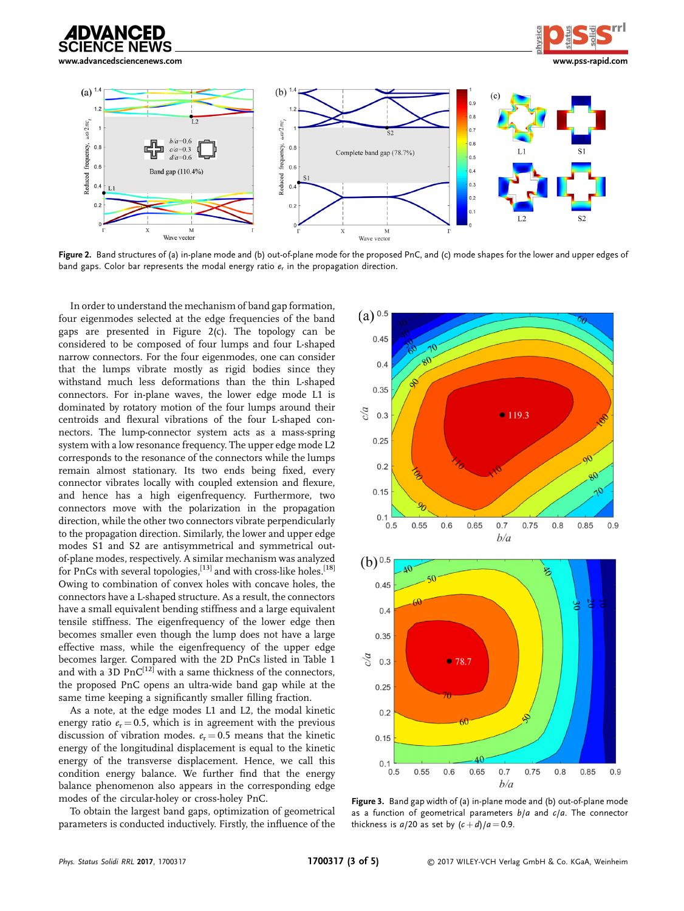**Figure 2.** Band structures of (a) in-plane mode and (b) out-of-plane mode for the proposed PnC, and (c) mode shapes for the lower and upper edges of band gaps. Color bar represents the modal energy ratio $e_r$ in the propagation direction.

In order to understand the mechanism of band gap formation, four eigenmodes selected at the edge frequencies of the band gaps are presented in Figure 2(c). The topology can be considered to be composed of four lumps and four L-shaped narrow connectors. For the four eigenmodes, one can consider that the lumps vibrate mostly as rigid bodies since they withstand much less deformations than the thin L-shaped connectors. For in-plane waves, the lower edge mode L1 is dominated by rotatory motion of the four lumps around their centroids and flexural vibrations of the four L-shaped connectors. The lump-connector system acts as a mass-spring system with a low resonance frequency. The upper edge mode L2 corresponds to the resonance of the connectors while the lumps remain almost stationary. Its two ends being fixed, every connector vibrates locally with coupled extension and flexure, and hence has a high eigenfrequency. Furthermore, two connectors move with the polarization in the propagation direction, while the other two connectors vibrate perpendicularly to the propagation direction. Similarly, the lower and upper edge modes S1 and S2 are antisymmetrical and symmetrical out-of-plane modes, respectively. A similar mechanism was analyzed for PnCs with several topologies,[13] and with cross-like holes.[18] Owing to combination of convex holes with concave holes, the connectors have a L-shaped structure. As a result, the connectors have a small equivalent bending stiffness and a large equivalent tensile stiffness. The eigenfrequency of the lower edge then becomes smaller even though the lump does not have a large effective mass, while the eigenfrequency of the upper edge becomes larger. Compared with the 2D PnCs listed in Table 1 and with a 3D PnC[12] with a same thickness of the connectors, the proposed PnC opens an ultra-wide band gap while at the same time keeping a significantly smaller filling fraction.

As a note, at the edge modes L1 and L2, the modal kinetic energy ratio $e_r = 0.5$, which is in agreement with the previous discussion of vibration modes. $e_r = 0.5$ means that the kinetic energy of the longitudinal displacement is equal to the kinetic energy of the transverse displacement. Hence, we call this condition energy balance. We further find that the energy balance phenomenon also appears in the corresponding edge modes of the circular-holey or cross-holey PnC.

To obtain the largest band gaps, optimization of geometrical parameters is conducted inductively. Firstly, the influence of the

**Figure 3.** Band gap width of (a) in-plane mode and (b) out-of-plane mode as a function of geometrical parameters $b/a$ and $c/a$. The connector thickness is $a/20$ as set by $(c + d)/a = 0.9$.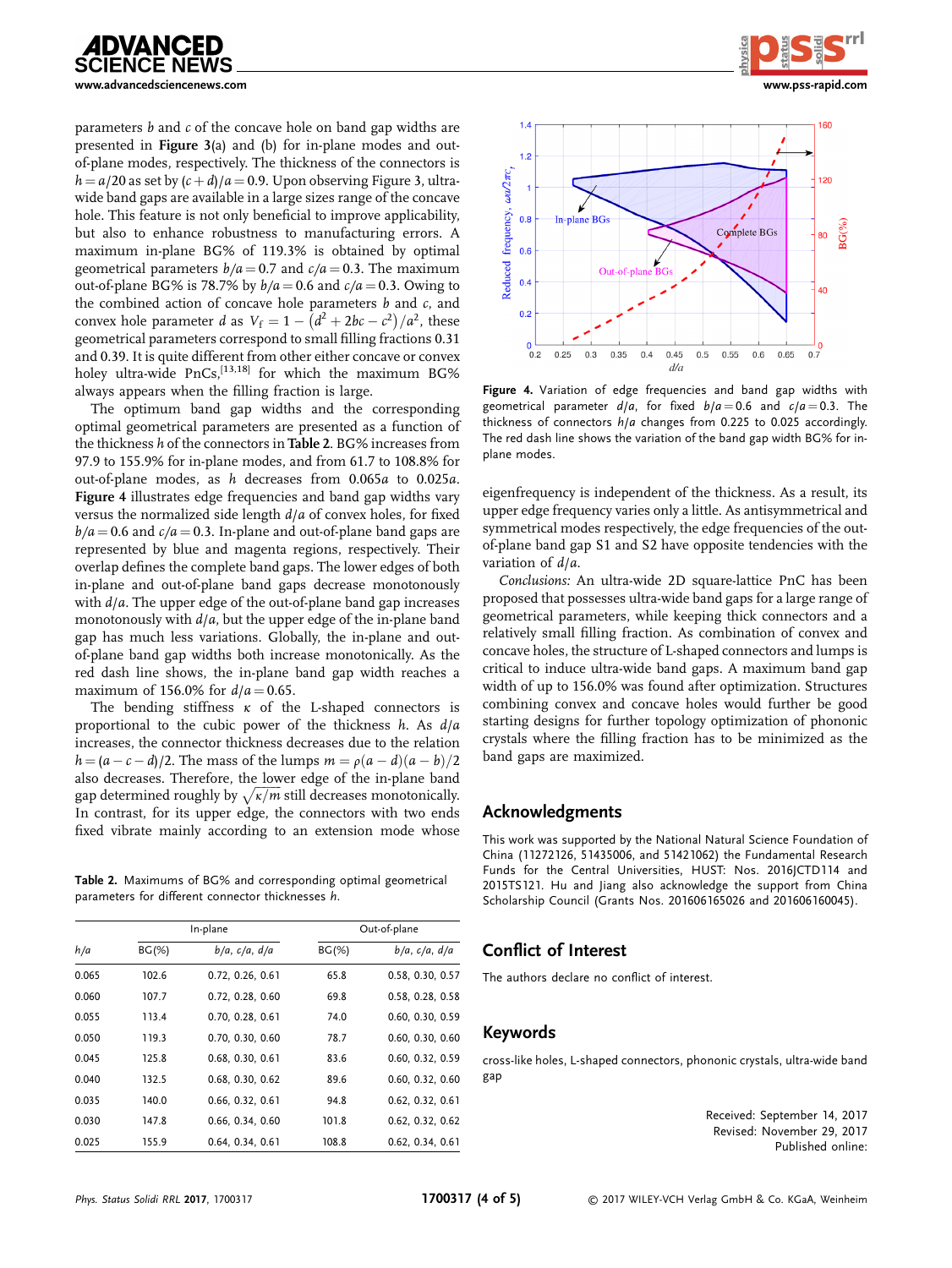parameters $b$ and $c$ of the concave hole on band gap widths are presented in **Figure 3**(a) and (b) for in-plane modes and out-of-plane modes, respectively. The thickness of the connectors is $h = a/20$ as set by $(c + d)/a = 0.9$. Upon observing Figure 3, ultra-wide band gaps are available in a large sizes range of the concave hole. This feature is not only beneficial to improve applicability, but also to enhance robustness to manufacturing errors. A maximum in-plane BG% of 119.3% is obtained by optimal geometrical parameters $b/a = 0.7$ and $c/a = 0.3$. The maximum out-of-plane BG% is 78.7% by $b/a = 0.6$ and $c/a = 0.3$. Owing to the combined action of concave hole parameters $b$ and $c$, and convex hole parameter $d$ as $V_f = 1 - (d^2 + 2bc - c^2)/a^2$, these geometrical parameters correspond to small filling fractions 0.31 and 0.39. It is quite different from other either concave or convex holey ultra-wide PnCs,[13,18] for which the maximum BG% always appears when the filling fraction is large.

The optimum band gap widths and the corresponding optimal geometrical parameters are presented as a function of the thickness $h$ of the connectors in **Table 2**. BG% increases from 97.9 to 155.9% for in-plane modes, and from 61.7 to 108.8% for out-of-plane modes, as $h$ decreases from $0.065a$ to $0.025a$. **Figure 4** illustrates edge frequencies and band gap widths vary versus the normalized side length $d/a$ of convex holes, for fixed $b/a = 0.6$ and $c/a = 0.3$. In-plane and out-of-plane band gaps are represented by blue and magenta regions, respectively. Their overlap defines the complete band gaps. The lower edges of both in-plane and out-of-plane band gaps decrease monotonously with $d/a$. The upper edge of the out-of-plane band gap increases monotonously with $d/a$, but the upper edge of the in-plane band gap has much less variations. Globally, the in-plane and out-of-plane band gap widths both increase monotonically. As the red dash line shows, the in-plane band gap width reaches a maximum of 156.0% for $d/a = 0.65$.

The bending stiffness $\kappa$ of the L-shaped connectors is proportional to the cubic power of the thickness $h$. As $d/a$ increases, the connector thickness decreases due to the relation $h = (a - c - d)/2$. The mass of the lumps $m = \rho(a - d)(a - b)/2$ also decreases. Therefore, the lower edge of the in-plane band gap determined roughly by $\sqrt{\kappa/m}$ still decreases monotonically. In contrast, for its upper edge, the connectors with two ends fixed vibrate mainly according to an extension mode whose eigenfrequency is independent of the thickness. As a result, its upper edge frequency varies only a little. As antisymmetrical and symmetrical modes respectively, the edge frequencies of the out-of-plane band gap S1 and S2 have opposite tendencies with the variation of $d/a$.

**Table 2.** Maximums of BG% and corresponding optimal geometrical parameters for different connector thicknesses $h$.

| $h/a$ | In-plane | | Out-of-plane | |
|---|---|---|---|---|
| | BG(%) | $b/a$, $c/a$, $d/a$ | BG(%) | $b/a$, $c/a$, $d/a$ |
| 0.065 | 102.6 | 0.72, 0.26, 0.61 | 65.8 | 0.58, 0.30, 0.57 |
| 0.060 | 107.7 | 0.72, 0.28, 0.60 | 69.8 | 0.58, 0.28, 0.58 |
| 0.055 | 113.4 | 0.70, 0.28, 0.61 | 74.0 | 0.60, 0.30, 0.59 |
| 0.050 | 119.3 | 0.70, 0.30, 0.60 | 78.7 | 0.60, 0.30, 0.60 |
| 0.045 | 125.8 | 0.68, 0.30, 0.61 | 83.6 | 0.60, 0.32, 0.59 |
| 0.040 | 132.5 | 0.68, 0.30, 0.62 | 89.6 | 0.60, 0.32, 0.60 |
| 0.035 | 140.0 | 0.66, 0.32, 0.61 | 94.8 | 0.62, 0.32, 0.61 |
| 0.030 | 147.8 | 0.66, 0.34, 0.60 | 101.8 | 0.62, 0.32, 0.62 |
| 0.025 | 155.9 | 0.64, 0.34, 0.61 | 108.8 | 0.62, 0.34, 0.61 |

**Figure 4.** Variation of edge frequencies and band gap widths with geometrical parameter $d/a$, for fixed $b/a = 0.6$ and $c/a = 0.3$. The thickness of connectors $h/a$ changes from 0.225 to 0.025 accordingly. The red dash line shows the variation of the band gap width BG% for in-plane modes.

*Conclusions:* An ultra-wide 2D square-lattice PnC has been proposed that possesses ultra-wide band gaps for a large range of geometrical parameters, while keeping thick connectors and a relatively small filling fraction. As combination of convex and concave holes, the structure of L-shaped connectors and lumps is critical to induce ultra-wide band gaps. A maximum band gap width of up to 156.0% was found after optimization. Structures combining convex and concave holes would further be good starting designs for further topology optimization of phononic crystals where the filling fraction has to be minimized as the band gaps are maximized.

## Acknowledgments

This work was supported by the National Natural Science Foundation of China (11272126, 51435006, and 51421062) the Fundamental Research Funds for the Central Universities, HUST: Nos. 2016JCTD114 and 2015TS121. Hu and Jiang also acknowledge the support from China Scholarship Council (Grants Nos. 201606165026 and 201606160045).

## Conflict of Interest

The authors declare no conflict of interest.

## Keywords

cross-like holes, L-shaped connectors, phononic crystals, ultra-wide band gap

Received: September 14, 2017
Revised: November 29, 2017
Published online: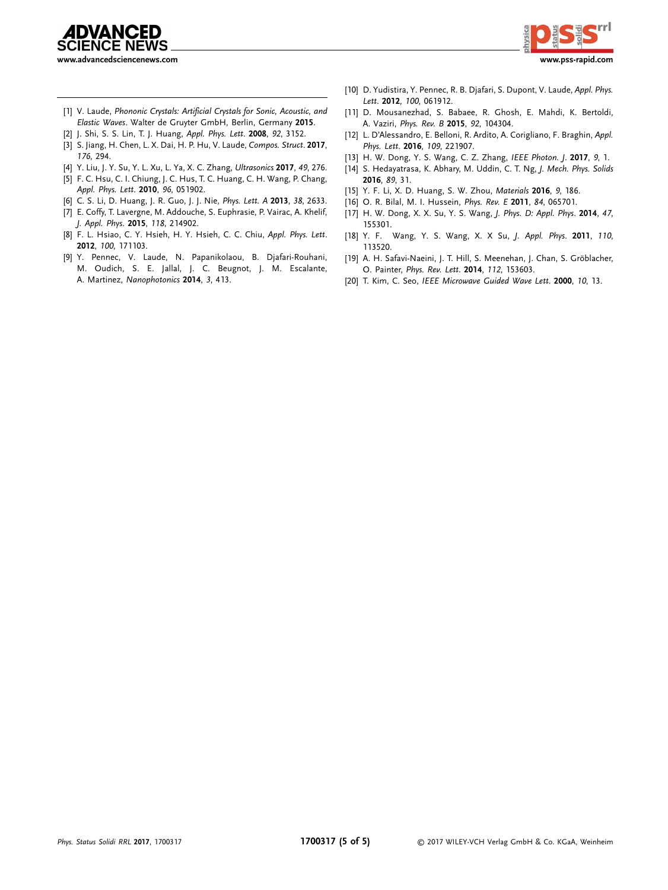[1] V. Laude, *Phononic Crystals: Artificial Crystals for Sonic, Acoustic, and Elastic Waves*. Walter de Gruyter GmbH, Berlin, Germany **2015**.

[2] J. Shi, S. S. Lin, T. J. Huang, *Appl. Phys. Lett.* **2008**, *92*, 3152.

[3] S. Jiang, H. Chen, L. X. Dai, H. P. Hu, V. Laude, *Compos. Struct.* **2017**, *176*, 294.

[4] Y. Liu, J. Y. Su, Y. L. Xu, L. Ya, X. C. Zhang, *Ultrasonics* **2017**, *49*, 276.

[5] F. C. Hsu, C. I. Chiung, J. C. Hus, T. C. Huang, C. H. Wang, P. Chang, *Appl. Phys. Lett.* **2010**, *96*, 051902.

[6] C. S. Li, D. Huang, J. R. Guo, J. J. Nie, *Phys. Lett. A* **2013**, *38*, 2633.

[7] E. Coffy, T. Lavergne, M. Addouche, S. Euphrasie, P. Vairac, A. Khelif, *J. Appl. Phys.* **2015**, *118*, 214902.

[8] F. L. Hsiao, C. Y. Hsieh, H. Y. Hsieh, C. C. Chiu, *Appl. Phys. Lett.* **2012**, *100*, 171103.

[9] Y. Pennec, V. Laude, N. Papanikolaou, B. Djafari-Rouhani, M. Oudich, S. E. Jallal, J. C. Beugnot, J. M. Escalante, A. Martinez, *Nanophotonics* **2014**, *3*, 413.

[10] D. Yudistira, Y. Pennec, R. B. Djafari, S. Dupont, V. Laude, *Appl. Phys. Lett.* **2012**, *100*, 061912.

[11] D. Mousanezhad, S. Babaee, R. Ghosh, E. Mahdi, K. Bertoldi, A. Vaziri, *Phys. Rev. B* **2015**, *92*, 104304.

[12] L. D'Alessandro, E. Belloni, R. Ardito, A. Corigliano, F. Braghin, *Appl. Phys. Lett.* **2016**, *109*, 221907.

[13] H. W. Dong, Y. S. Wang, C. Z. Zhang, *IEEE Photon. J.* **2017**, *9*, 1.

[14] S. Hedayatrasa, K. Abhary, M. Uddin, C. T. Ng, *J. Mech. Phys. Solids* **2016**, *89*, 31.

[15] Y. F. Li, X. D. Huang, S. W. Zhou, *Materials* **2016**, *9*, 186.

[16] O. R. Bilal, M. I. Hussein, *Phys. Rev. E* **2011**, *84*, 065701.

[17] H. W. Dong, X. X. Su, Y. S. Wang, *J. Phys. D: Appl. Phys.* **2014**, *47*, 155301.

[18] Y. F. Wang, Y. S. Wang, X. X Su, *J. Appl. Phys.* **2011**, *110*, 113520.

[19] A. H. Safavi-Naeini, J. T. Hill, S. Meenehan, J. Chan, S. Gröblacher, O. Painter, *Phys. Rev. Lett.* **2014**, *112*, 153603.

[20] T. Kim, C. Seo, *IEEE Microwave Guided Wave Lett.* **2000**, *10*, 13.